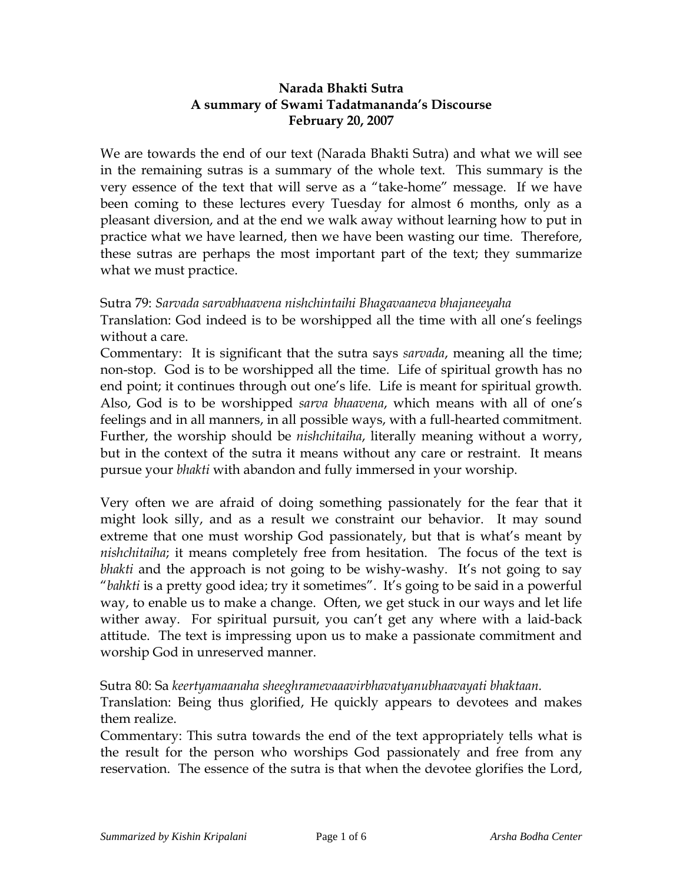**Narada Bhakti Sutra**
**A summary of Swami Tadatmananda's Discourse**
**February 20, 2007**

We are towards the end of our text (Narada Bhakti Sutra) and what we will see in the remaining sutras is a summary of the whole text. This summary is the very essence of the text that will serve as a "take-home" message. If we have been coming to these lectures every Tuesday for almost 6 months, only as a pleasant diversion, and at the end we walk away without learning how to put in practice what we have learned, then we have been wasting our time. Therefore, these sutras are perhaps the most important part of the text; they summarize what we must practice.

Sutra 79: *Sarvada sarvabhaavena nishchintaihi Bhagavaaneva bhajaneeyaha*
Translation: God indeed is to be worshipped all the time with all one's feelings without a care.
Commentary: It is significant that the sutra says *sarvada*, meaning all the time; non-stop. God is to be worshipped all the time. Life of spiritual growth has no end point; it continues through out one's life. Life is meant for spiritual growth. Also, God is to be worshipped *sarva bhaavena*, which means with all of one's feelings and in all manners, in all possible ways, with a full-hearted commitment. Further, the worship should be *nishchitaiha*, literally meaning without a worry, but in the context of the sutra it means without any care or restraint. It means pursue your *bhakti* with abandon and fully immersed in your worship.

Very often we are afraid of doing something passionately for the fear that it might look silly, and as a result we constraint our behavior. It may sound extreme that one must worship God passionately, but that is what's meant by *nishchitaiha*; it means completely free from hesitation. The focus of the text is *bhakti* and the approach is not going to be wishy-washy. It's not going to say "*bahkti* is a pretty good idea; try it sometimes". It's going to be said in a powerful way, to enable us to make a change. Often, we get stuck in our ways and let life wither away. For spiritual pursuit, you can't get any where with a laid-back attitude. The text is impressing upon us to make a passionate commitment and worship God in unreserved manner.

Sutra 80: Sa *keertyamaanaha sheeghramevaaavirbhavatyanubhaavayati bhaktaan.*
Translation: Being thus glorified, He quickly appears to devotees and makes them realize.
Commentary: This sutra towards the end of the text appropriately tells what is the result for the person who worships God passionately and free from any reservation. The essence of the sutra is that when the devotee glorifies the Lord,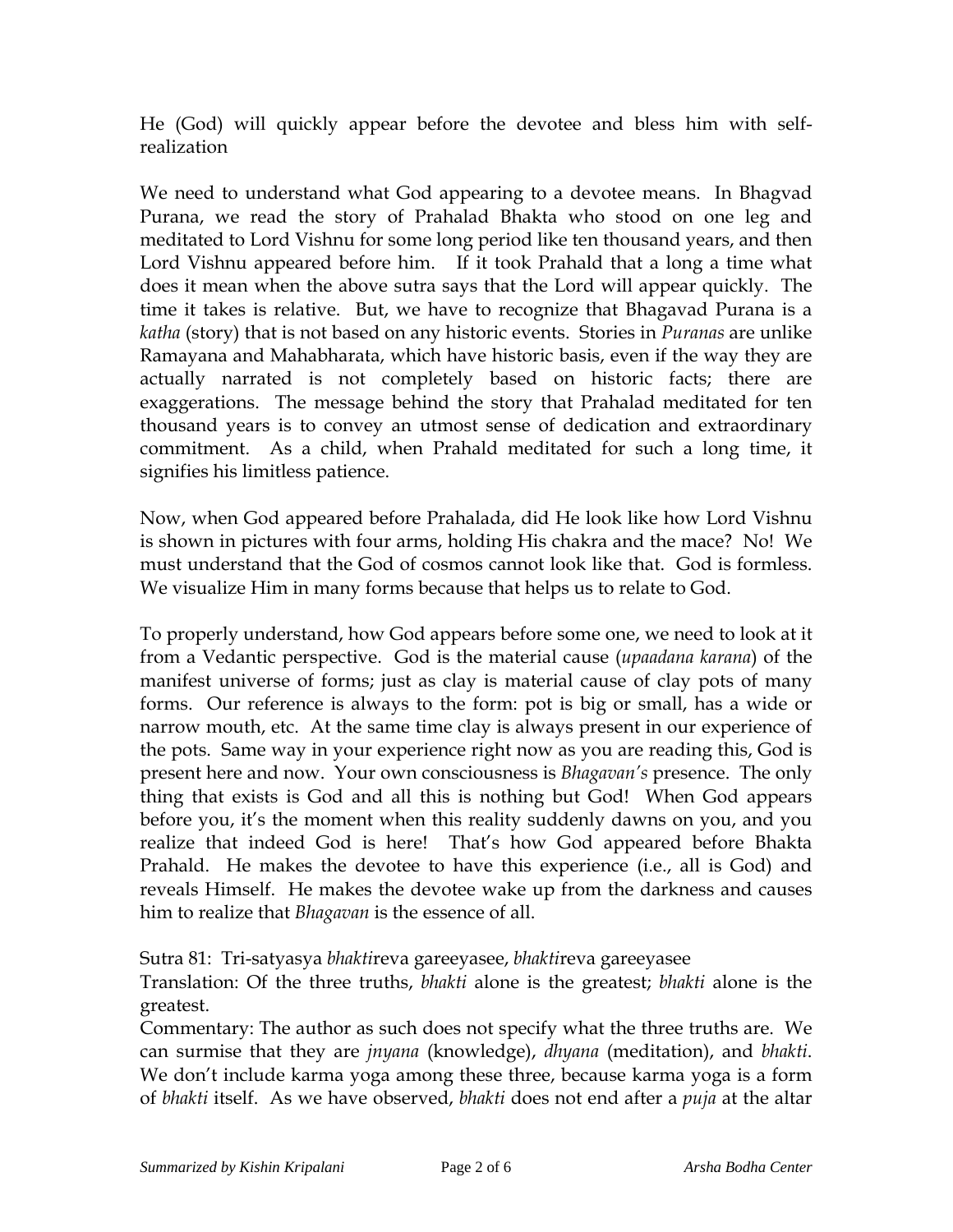He (God) will quickly appear before the devotee and bless him with self-realization

We need to understand what God appearing to a devotee means. In Bhgvad Purana, we read the story of Prahalad Bhakta who stood on one leg and meditated to Lord Vishnu for some long period like ten thousand years, and then Lord Vishnu appeared before him. If it took Prahald that a long a time what does it mean when the above sutra says that the Lord will appear quickly. The time it takes is relative. But, we have to recognize that Bhagavad Purana is a *katha* (story) that is not based on any historic events. Stories in *Puranas* are unlike Ramayana and Mahabharata, which have historic basis, even if the way they are actually narrated is not completely based on historic facts; there are exaggerations. The message behind the story that Prahalad meditated for ten thousand years is to convey an utmost sense of dedication and extraordinary commitment. As a child, when Prahald meditated for such a long time, it signifies his limitless patience.

Now, when God appeared before Prahalada, did He look like how Lord Vishnu is shown in pictures with four arms, holding His chakra and the mace? No! We must understand that the God of cosmos cannot look like that. God is formless. We visualize Him in many forms because that helps us to relate to God.

To properly understand, how God appears before some one, we need to look at it from a Vedantic perspective. God is the material cause (*upaadana karana*) of the manifest universe of forms; just as clay is material cause of clay pots of many forms. Our reference is always to the form: pot is big or small, has a wide or narrow mouth, etc. At the same time clay is always present in our experience of the pots. Same way in your experience right now as you are reading this, God is present here and now. Your own consciousness is *Bhagavan's* presence. The only thing that exists is God and all this is nothing but God! When God appears before you, it's the moment when this reality suddenly dawns on you, and you realize that indeed God is here! That's how God appeared before Bhakta Prahald. He makes the devotee to have this experience (i.e., all is God) and reveals Himself. He makes the devotee wake up from the darkness and causes him to realize that *Bhagavan* is the essence of all.

Sutra 81: Tri-satyasya *bhakti*reva gareeyasee, *bhakti*reva gareeyasee
Translation: Of the three truths, *bhakti* alone is the greatest; *bhakti* alone is the greatest.
Commentary: The author as such does not specify what the three truths are. We can surmise that they are *jnyana* (knowledge), *dhyana* (meditation), and *bhakti*. We don't include karma yoga among these three, because karma yoga is a form of *bhakti* itself. As we have observed, *bhakti* does not end after a *puja* at the altar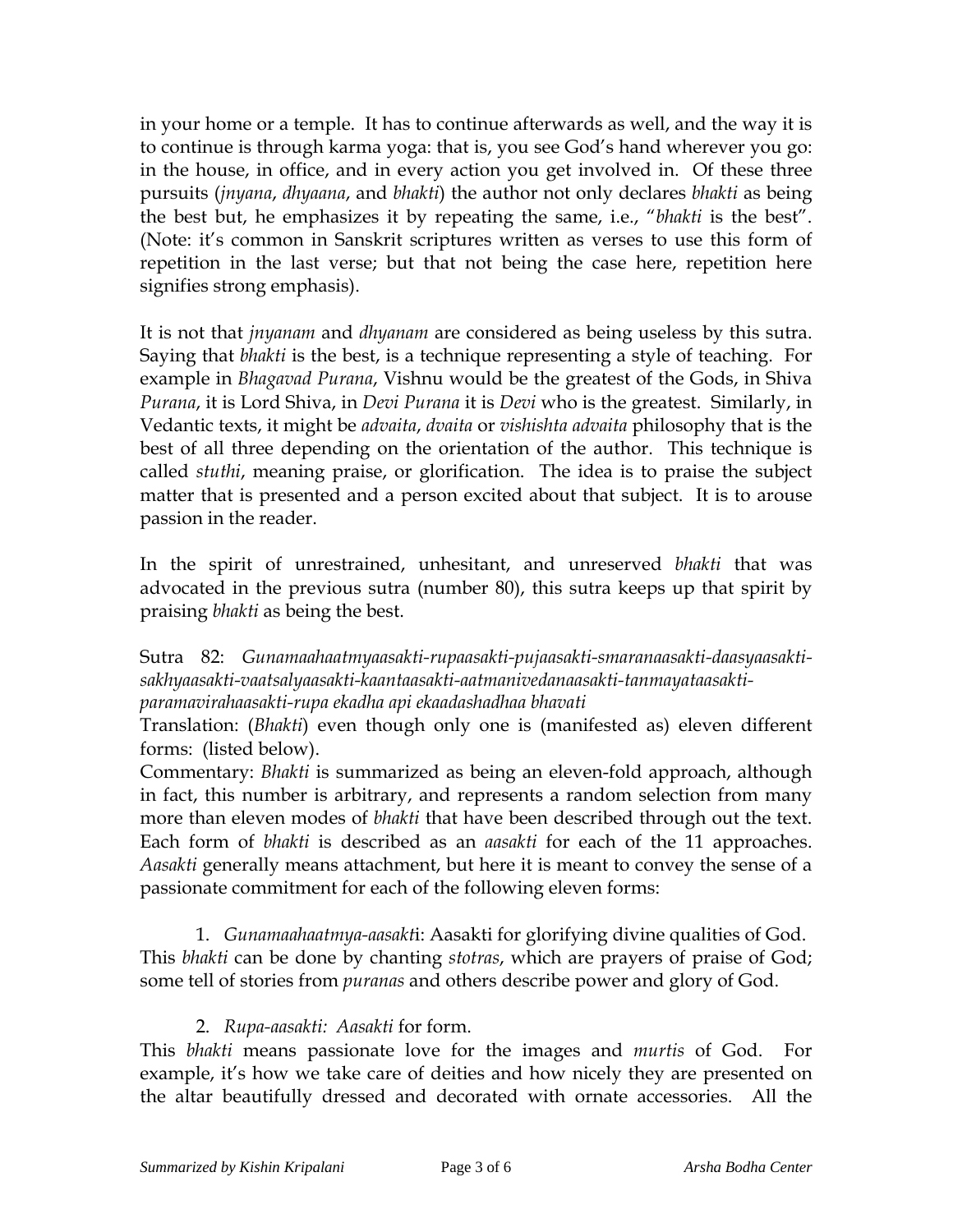in your home or a temple. It has to continue afterwards as well, and the way it is to continue is through karma yoga: that is, you see God's hand wherever you go: in the house, in office, and in every action you get involved in. Of these three pursuits (*jnyana*, *dhyaana*, and *bhakti*) the author not only declares *bhakti* as being the best but, he emphasizes it by repeating the same, i.e., "*bhakti* is the best". (Note: it's common in Sanskrit scriptures written as verses to use this form of repetition in the last verse; but that not being the case here, repetition here signifies strong emphasis).

It is not that *jnyanam* and *dhyanam* are considered as being useless by this sutra. Saying that *bhakti* is the best, is a technique representing a style of teaching. For example in *Bhagavad Purana*, Vishnu would be the greatest of the Gods, in Shiva *Purana*, it is Lord Shiva, in *Devi Purana* it is *Devi* who is the greatest. Similarly, in Vedantic texts, it might be *advaita*, *dvaita* or *vishishta advaita* philosophy that is the best of all three depending on the orientation of the author. This technique is called *stuthi*, meaning praise, or glorification. The idea is to praise the subject matter that is presented and a person excited about that subject. It is to arouse passion in the reader.

In the spirit of unrestrained, unhesitant, and unreserved *bhakti* that was advocated in the previous sutra (number 80), this sutra keeps up that spirit by praising *bhakti* as being the best.

Sutra 82: *Gunamaahaatmyaasakti-rupaasakti-pujaasakti-smaranaasakti-daasyaasakti-sakhyaasakti-vaatsalyaasakti-kaantaasakti-aatmanivedanaasakti-tanmayataasakti-paramavirahaasakti-rupa ekadha api ekaadashadhaa bhavati*

Translation: (*Bhakti*) even though only one is (manifested as) eleven different forms: (listed below).

Commentary: *Bhakti* is summarized as being an eleven-fold approach, although in fact, this number is arbitrary, and represents a random selection from many more than eleven modes of *bhakti* that have been described through out the text. Each form of *bhakti* is described as an *aasakti* for each of the 11 approaches. *Aasakti* generally means attachment, but here it is meant to convey the sense of a passionate commitment for each of the following eleven forms:

1. *Gunamaahaatmya-aasakt*i: Aasakti for glorifying divine qualities of God. This *bhakti* can be done by chanting *stotras*, which are prayers of praise of God; some tell of stories from *puranas* and others describe power and glory of God.

2. *Rupa-aasakti: Aasakti* for form.

This *bhakti* means passionate love for the images and *murtis* of God. For example, it's how we take care of deities and how nicely they are presented on the altar beautifully dressed and decorated with ornate accessories. All the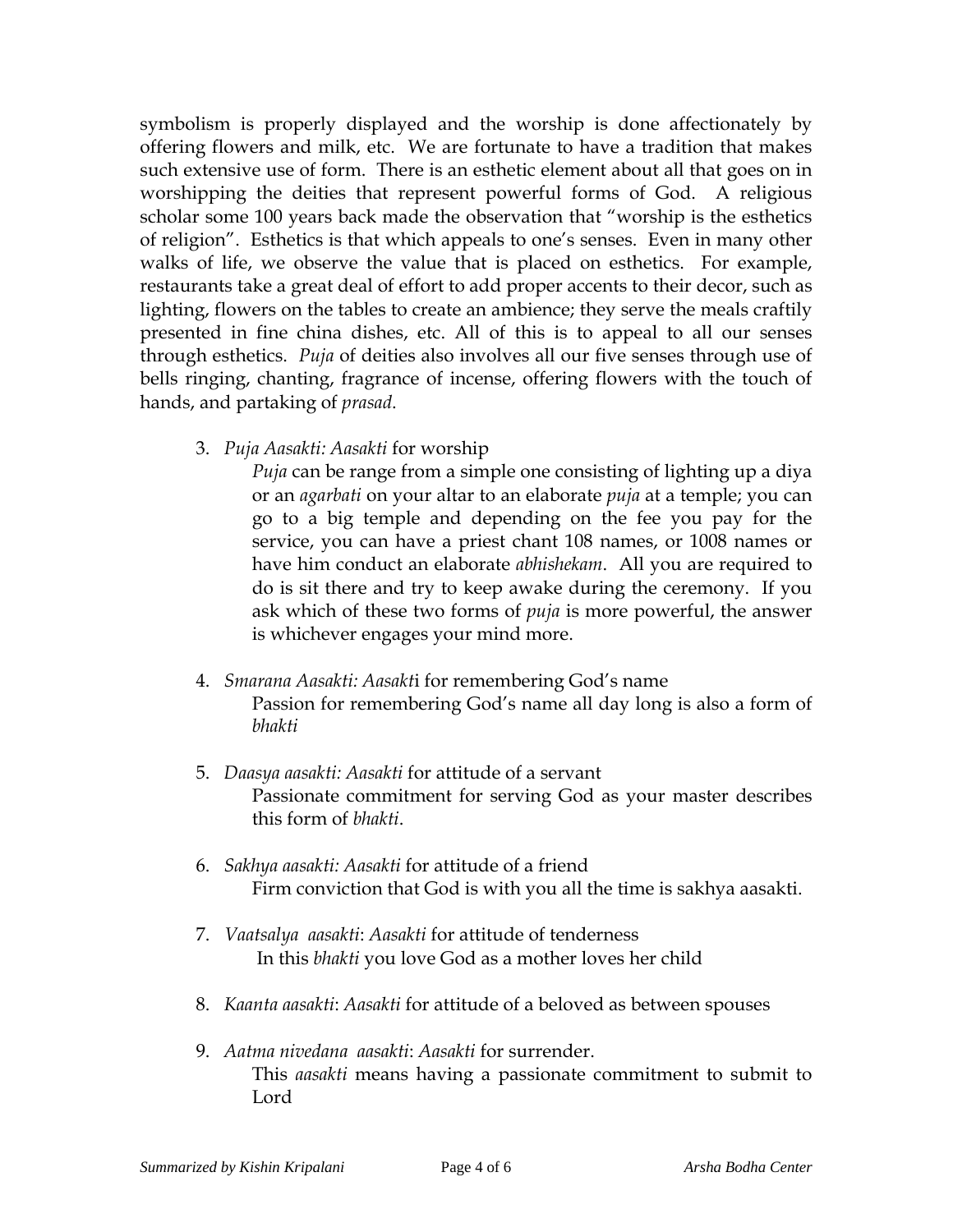symbolism is properly displayed and the worship is done affectionately by offering flowers and milk, etc. We are fortunate to have a tradition that makes such extensive use of form. There is an esthetic element about all that goes on in worshipping the deities that represent powerful forms of God. A religious scholar some 100 years back made the observation that "worship is the esthetics of religion". Esthetics is that which appeals to one's senses. Even in many other walks of life, we observe the value that is placed on esthetics. For example, restaurants take a great deal of effort to add proper accents to their decor, such as lighting, flowers on the tables to create an ambience; they serve the meals craftily presented in fine china dishes, etc. All of this is to appeal to all our senses through esthetics. *Puja* of deities also involves all our five senses through use of bells ringing, chanting, fragrance of incense, offering flowers with the touch of hands, and partaking of *prasad*.

3. *Puja Aasakti: Aasakti* for worship

   *Puja* can be range from a simple one consisting of lighting up a diya or an *agarbati* on your altar to an elaborate *puja* at a temple; you can go to a big temple and depending on the fee you pay for the service, you can have a priest chant 108 names, or 1008 names or have him conduct an elaborate *abhishekam*. All you are required to do is sit there and try to keep awake during the ceremony. If you ask which of these two forms of *puja* is more powerful, the answer is whichever engages your mind more.

4. *Smarana Aasakti: Aasakt*i for remembering God's name

   Passion for remembering God's name all day long is also a form of *bhakti*

5. *Daasya aasakti: Aasakti* for attitude of a servant

   Passionate commitment for serving God as your master describes this form of *bhakti*.

6. *Sakhya aasakti: Aasakti* for attitude of a friend

   Firm conviction that God is with you all the time is sakhya aasakti.

7. *Vaatsalya aasakti*: *Aasakti* for attitude of tenderness

   In this *bhakti* you love God as a mother loves her child

8. *Kaanta aasakti*: *Aasakti* for attitude of a beloved as between spouses

9. *Aatma nivedana aasakti*: *Aasakti* for surrender.

   This *aasakti* means having a passionate commitment to submit to Lord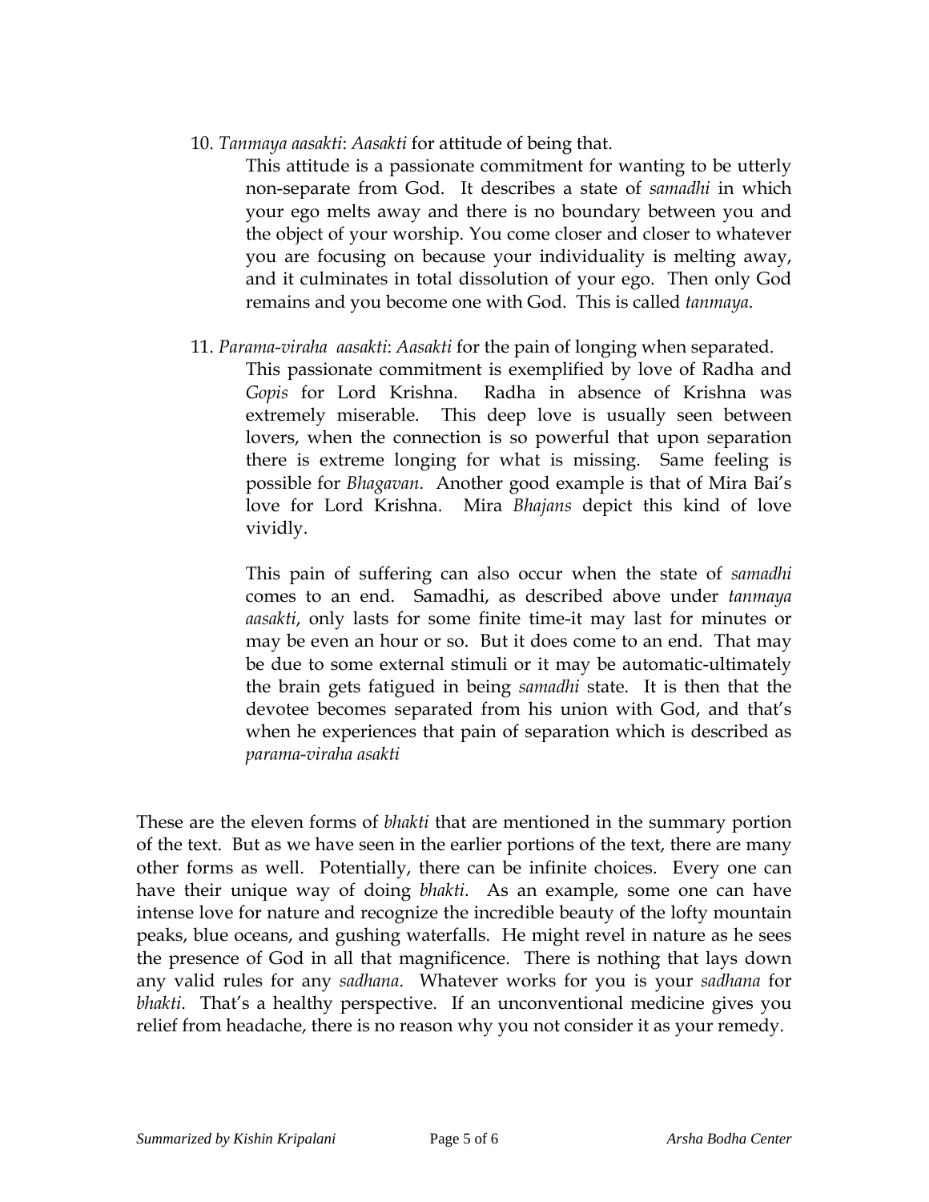10. *Tanmaya aasakti*: *Aasakti* for attitude of being that.

    This attitude is a passionate commitment for wanting to be utterly non-separate from God. It describes a state of *samadhi* in which your ego melts away and there is no boundary between you and the object of your worship. You come closer and closer to whatever you are focusing on because your individuality is melting away, and it culminates in total dissolution of your ego. Then only God remains and you become one with God. This is called *tanmaya*.

11. *Parama-viraha aasakti*: *Aasakti* for the pain of longing when separated.

    This passionate commitment is exemplified by love of Radha and *Gopis* for Lord Krishna. Radha in absence of Krishna was extremely miserable. This deep love is usually seen between lovers, when the connection is so powerful that upon separation there is extreme longing for what is missing. Same feeling is possible for *Bhagavan*. Another good example is that of Mira Bai's love for Lord Krishna. Mira *Bhajans* depict this kind of love vividly.

    This pain of suffering can also occur when the state of *samadhi* comes to an end. Samadhi, as described above under *tanmaya aasakti*, only lasts for some finite time-it may last for minutes or may be even an hour or so. But it does come to an end. That may be due to some external stimuli or it may be automatic-ultimately the brain gets fatigued in being *samadhi* state. It is then that the devotee becomes separated from his union with God, and that's when he experiences that pain of separation which is described as *parama-viraha asakti*

These are the eleven forms of *bhakti* that are mentioned in the summary portion of the text. But as we have seen in the earlier portions of the text, there are many other forms as well. Potentially, there can be infinite choices. Every one can have their unique way of doing *bhakti*. As an example, some one can have intense love for nature and recognize the incredible beauty of the lofty mountain peaks, blue oceans, and gushing waterfalls. He might revel in nature as he sees the presence of God in all that magnificence. There is nothing that lays down any valid rules for any *sadhana*. Whatever works for you is your *sadhana* for *bhakti*. That's a healthy perspective. If an unconventional medicine gives you relief from headache, there is no reason why you not consider it as your remedy.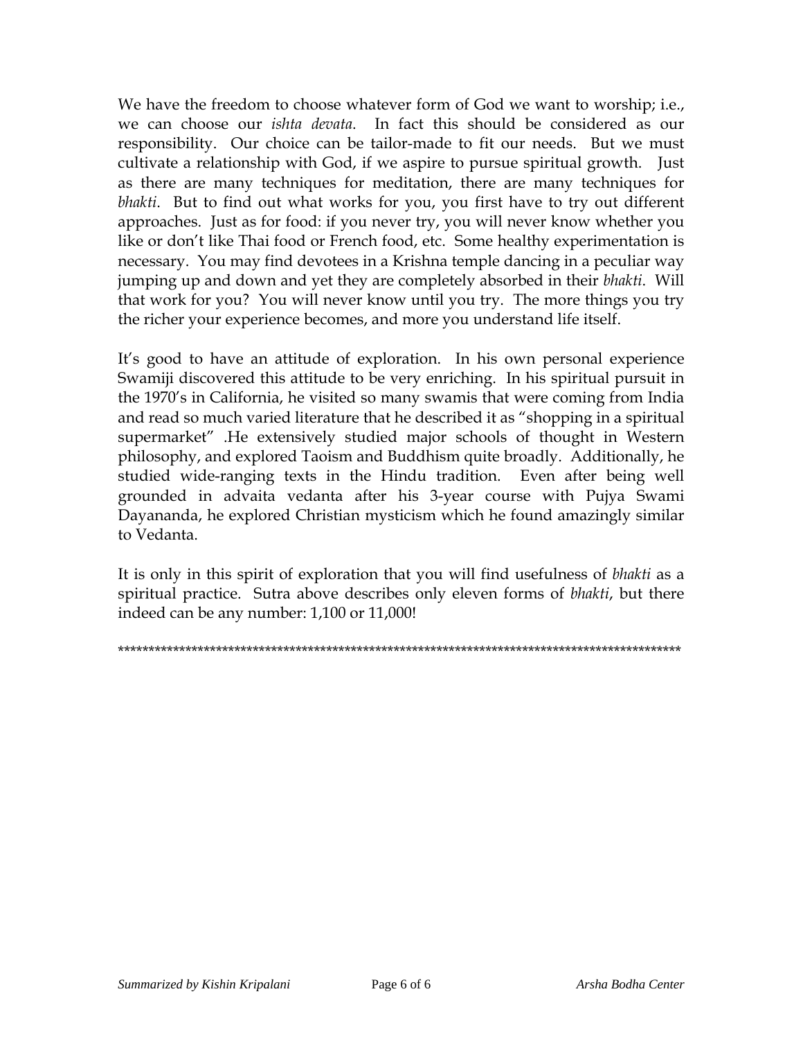We have the freedom to choose whatever form of God we want to worship; i.e., we can choose our *ishta devata*. In fact this should be considered as our responsibility. Our choice can be tailor-made to fit our needs. But we must cultivate a relationship with God, if we aspire to pursue spiritual growth. Just as there are many techniques for meditation, there are many techniques for *bhakti*. But to find out what works for you, you first have to try out different approaches. Just as for food: if you never try, you will never know whether you like or don't like Thai food or French food, etc. Some healthy experimentation is necessary. You may find devotees in a Krishna temple dancing in a peculiar way jumping up and down and yet they are completely absorbed in their *bhakti*. Will that work for you? You will never know until you try. The more things you try the richer your experience becomes, and more you understand life itself.

It's good to have an attitude of exploration. In his own personal experience Swamiji discovered this attitude to be very enriching. In his spiritual pursuit in the 1970's in California, he visited so many swamis that were coming from India and read so much varied literature that he described it as "shopping in a spiritual supermarket" .He extensively studied major schools of thought in Western philosophy, and explored Taoism and Buddhism quite broadly. Additionally, he studied wide-ranging texts in the Hindu tradition. Even after being well grounded in advaita vedanta after his 3-year course with Pujya Swami Dayananda, he explored Christian mysticism which he found amazingly similar to Vedanta.

It is only in this spirit of exploration that you will find usefulness of *bhakti* as a spiritual practice. Sutra above describes only eleven forms of *bhakti*, but there indeed can be any number: 1,100 or 11,000!

*********************************************************************************************